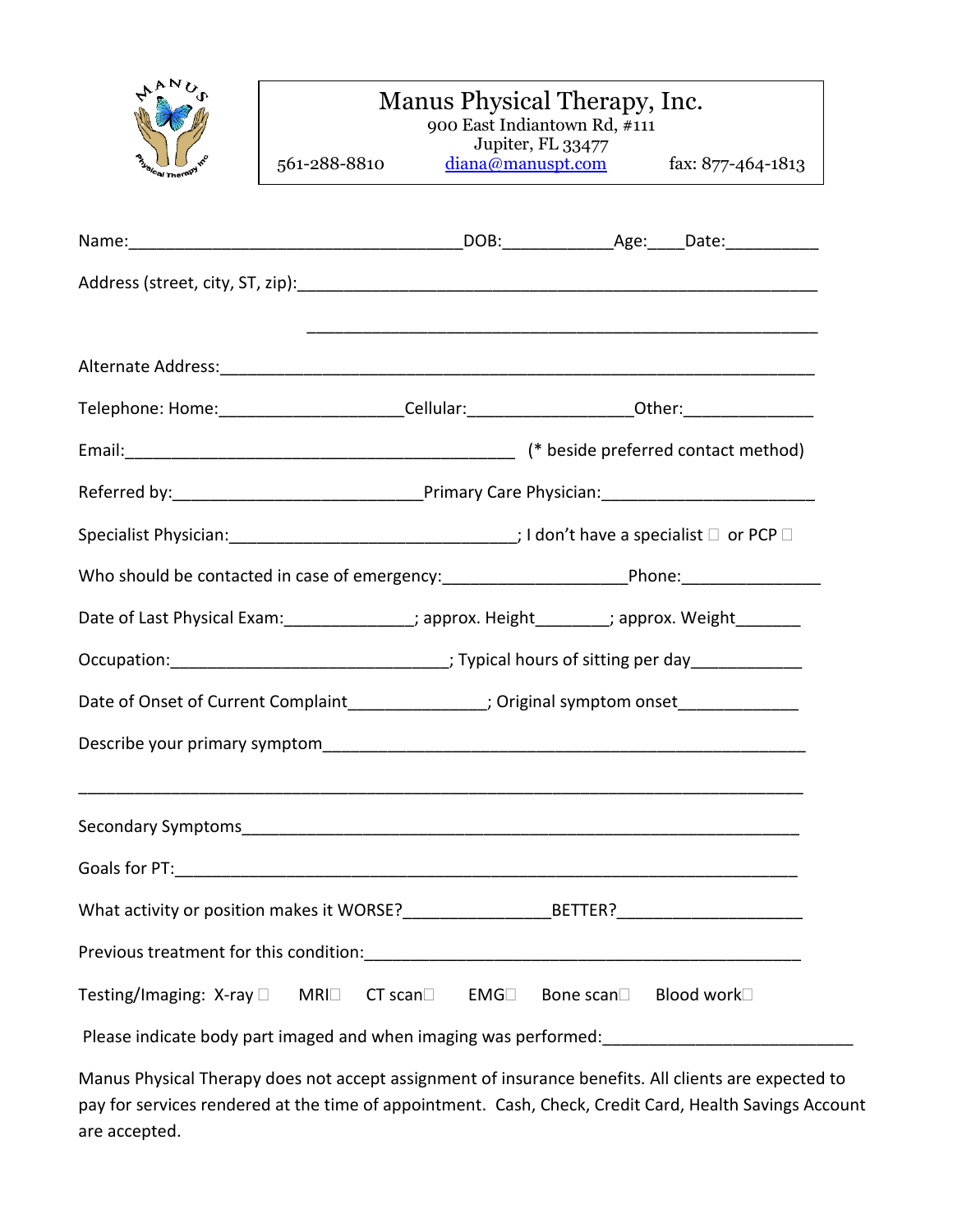# Manus Physical Therapy, Inc.

900 East Indiantown Rd, #111
Jupiter, FL 33477
561-288-8810 diana@manuspt.com fax: 877-464-1813

Name:____________________________________DOB:____________Age:____Date:__________

Address (street, city, ST, zip):_________________________________________________________

_______________________________________________________

Alternate Address:________________________________________________________________

Telephone: Home:___________________Cellular:_________________Other:______________

Email:___________________________________________ (* beside preferred contact method)

Referred by:__________________________Primary Care Physician:______________________

Specialist Physician:______________________________; I don't have a specialist ☐ or PCP ☐

Who should be contacted in case of emergency:___________________Phone:_______________

Date of Last Physical Exam:______________; approx. Height________; approx. Weight_______

Occupation:_____________________________; Typical hours of sitting per day____________

Date of Onset of Current Complaint_______________; Original symptom onset_____________

Describe your primary symptom_____________________________________________________

_______________________________________________________________________________

Secondary Symptoms_____________________________________________________________

Goals for PT:____________________________________________________________________

What activity or position makes it WORSE?________________BETTER?____________________

Previous treatment for this condition:______________________________________________

Testing/Imaging: X-ray ☐ MRI☐ CT scan☐ EMG☐ Bone scan☐ Blood work☐

Please indicate body part imaged and when imaging was performed:__________________________

Manus Physical Therapy does not accept assignment of insurance benefits. All clients are expected to pay for services rendered at the time of appointment. Cash, Check, Credit Card, Health Savings Account are accepted.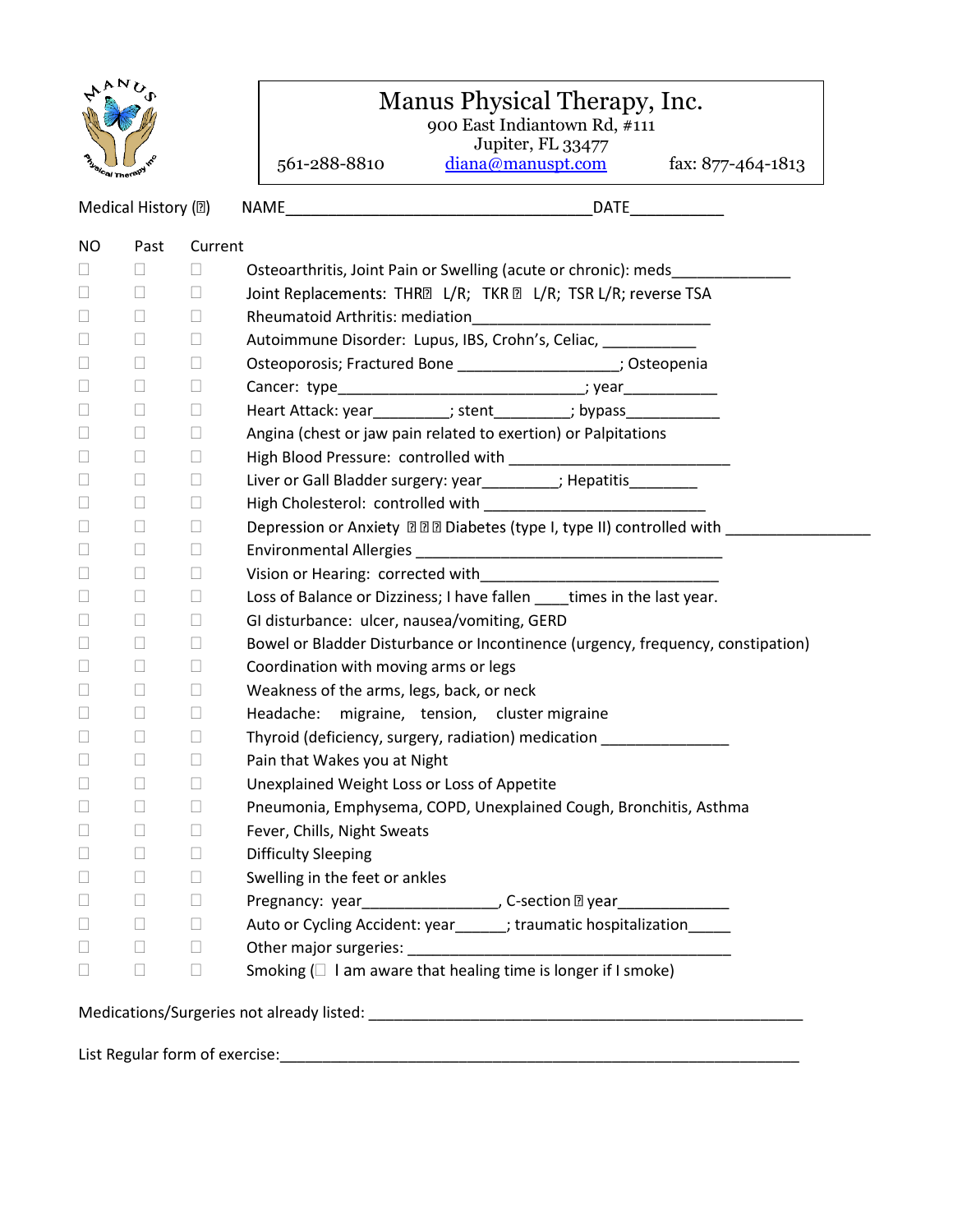# Manus Physical Therapy, Inc.

900 East Indiantown Rd, #111
Jupiter, FL 33477
561-288-8810 diana@manuspt.com fax: 877-464-1813

Medical History (☐) NAME_________________________________ DATE__________

| NO | Past | Current | |
|---|---|---|---|
| ☐ | ☐ | ☐ | Osteoarthritis, Joint Pain or Swelling (acute or chronic): meds_____________ |
| ☐ | ☐ | ☐ | Joint Replacements: THR☐ L/R; TKR ☐ L/R; TSR L/R; reverse TSA |
| ☐ | ☐ | ☐ | Rheumatoid Arthritis: mediation___________________________ |
| ☐ | ☐ | ☐ | Autoimmune Disorder: Lupus, IBS, Crohn's, Celiac, ___________ |
| ☐ | ☐ | ☐ | Osteoporosis; Fractured Bone __________________; Osteopenia |
| ☐ | ☐ | ☐ | Cancer: type_____________________________; year___________ |
| ☐ | ☐ | ☐ | Heart Attack: year_________; stent_________; bypass___________ |
| ☐ | ☐ | ☐ | Angina (chest or jaw pain related to exertion) or Palpitations |
| ☐ | ☐ | ☐ | High Blood Pressure: controlled with ________________________ |
| ☐ | ☐ | ☐ | Liver or Gall Bladder surgery: year_________; Hepatitis________ |
| ☐ | ☐ | ☐ | High Cholesterol: controlled with ________________________ |
| ☐ | ☐ | ☐ | Depression or Anxiety ☐ ☐ ☐ Diabetes (type I, type II) controlled with ________________ |
| ☐ | ☐ | ☐ | Environmental Allergies ________________________________ |
| ☐ | ☐ | ☐ | Vision or Hearing: corrected with____________________________ |
| ☐ | ☐ | ☐ | Loss of Balance or Dizziness; I have fallen ____times in the last year. |
| ☐ | ☐ | ☐ | GI disturbance: ulcer, nausea/vomiting, GERD |
| ☐ | ☐ | ☐ | Bowel or Bladder Disturbance or Incontinence (urgency, frequency, constipation) |
| ☐ | ☐ | ☐ | Coordination with moving arms or legs |
| ☐ | ☐ | ☐ | Weakness of the arms, legs, back, or neck |
| ☐ | ☐ | ☐ | Headache: migraine, tension, cluster migraine |
| ☐ | ☐ | ☐ | Thyroid (deficiency, surgery, radiation) medication ______________ |
| ☐ | ☐ | ☐ | Pain that Wakes you at Night |
| ☐ | ☐ | ☐ | Unexplained Weight Loss or Loss of Appetite |
| ☐ | ☐ | ☐ | Pneumonia, Emphysema, COPD, Unexplained Cough, Bronchitis, Asthma |
| ☐ | ☐ | ☐ | Fever, Chills, Night Sweats |
| ☐ | ☐ | ☐ | Difficulty Sleeping |
| ☐ | ☐ | ☐ | Swelling in the feet or ankles |
| ☐ | ☐ | ☐ | Pregnancy: year________________, C-section ☐ year_____________ |
| ☐ | ☐ | ☐ | Auto or Cycling Accident: year______; traumatic hospitalization_____ |
| ☐ | ☐ | ☐ | Other major surgeries: ____________________________________ |
| ☐ | ☐ | ☐ | Smoking (☐ I am aware that healing time is longer if I smoke) |

Medications/Surgeries not already listed: ____________________________________________________

List Regular form of exercise:_____________________________________________________________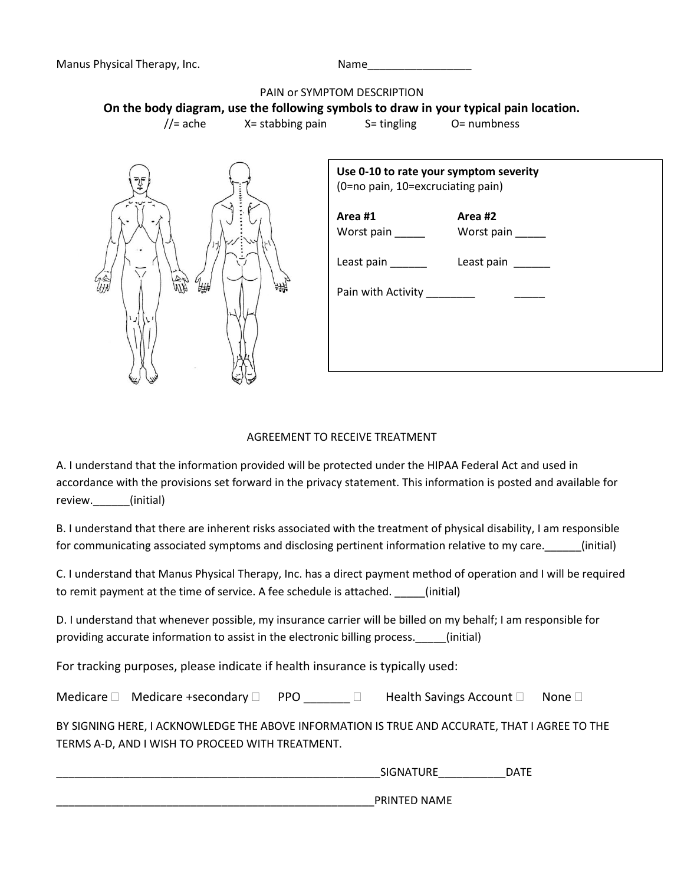Manus Physical Therapy, Inc. Name_________________

PAIN or SYMPTOM DESCRIPTION

**On the body diagram, use the following symbols to draw in your typical pain location.**

//= ache X= stabbing pain S= tingling O= numbness

**Use 0-10 to rate your symptom severity**
(0=no pain, 10=excruciating pain)

| **Area #1** | **Area #2** |
|---|---|
| Worst pain _____ | Worst pain _____ |
| Least pain ______ | Least pain ______ |
| Pain with Activity ________ | _____ |

AGREEMENT TO RECEIVE TREATMENT

A. I understand that the information provided will be protected under the HIPAA Federal Act and used in accordance with the provisions set forward in the privacy statement. This information is posted and available for review.______(initial)

B. I understand that there are inherent risks associated with the treatment of physical disability, I am responsible for communicating associated symptoms and disclosing pertinent information relative to my care.______(initial)

C. I understand that Manus Physical Therapy, Inc. has a direct payment method of operation and I will be required to remit payment at the time of service. A fee schedule is attached. _____(initial)

D. I understand that whenever possible, my insurance carrier will be billed on my behalf; I am responsible for providing accurate information to assist in the electronic billing process._____(initial)

For tracking purposes, please indicate if health insurance is typically used:

Medicare ☐ Medicare +secondary ☐ PPO _______ ☐ Health Savings Account ☐ None ☐

BY SIGNING HERE, I ACKNOWLEDGE THE ABOVE INFORMATION IS TRUE AND ACCURATE, THAT I AGREE TO THE TERMS A-D, AND I WISH TO PROCEED WITH TREATMENT.

_______________________________________________________SIGNATURE___________DATE

_____________________________________________________PRINTED NAME